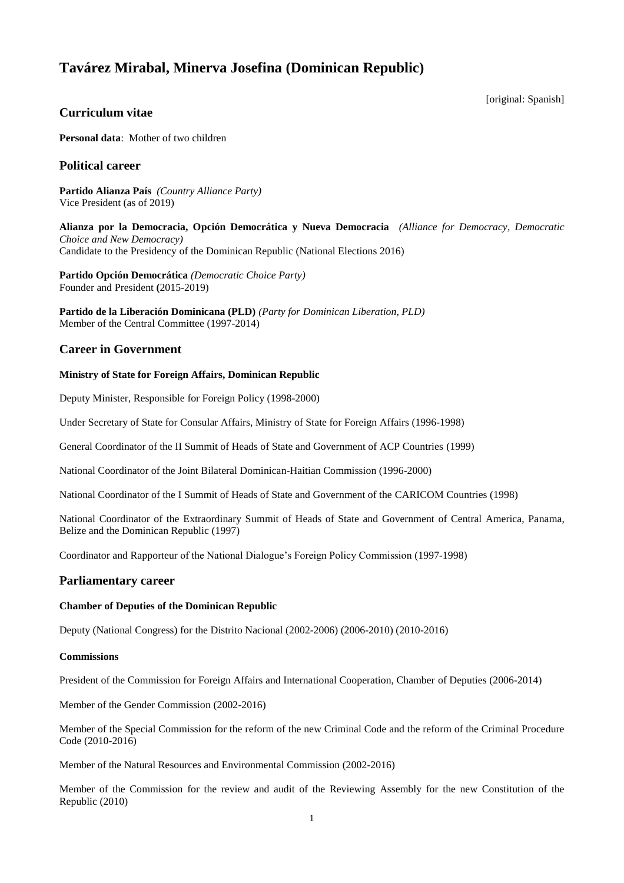# Tavárez Mirabal, Minerva Josefina (Dominican Republic)

[original: Spanish]

## Curriculum vitae

**Personal data**: Mother of two children

## Political career

**Partido Alianza País** *(Country Alliance Party)*
Vice President (as of 2019)

**Alianza por la Democracia, Opción Democrática y Nueva Democracia** *(Alliance for Democracy, Democratic Choice and New Democracy)*
Candidate to the Presidency of the Dominican Republic (National Elections 2016)

**Partido Opción Democrática** *(Democratic Choice Party)*
Founder and President **(**2015-2019)

**Partido de la Liberación Dominicana (PLD)** *(Party for Dominican Liberation, PLD)*
Member of the Central Committee (1997-2014)

## Career in Government

#### Ministry of State for Foreign Affairs, Dominican Republic

Deputy Minister, Responsible for Foreign Policy (1998-2000)

Under Secretary of State for Consular Affairs, Ministry of State for Foreign Affairs (1996-1998)

General Coordinator of the II Summit of Heads of State and Government of ACP Countries (1999)

National Coordinator of the Joint Bilateral Dominican-Haitian Commission (1996-2000)

National Coordinator of the I Summit of Heads of State and Government of the CARICOM Countries (1998)

National Coordinator of the Extraordinary Summit of Heads of State and Government of Central America, Panama, Belize and the Dominican Republic (1997)

Coordinator and Rapporteur of the National Dialogue's Foreign Policy Commission (1997-1998)

## Parliamentary career

#### Chamber of Deputies of the Dominican Republic

Deputy (National Congress) for the Distrito Nacional (2002-2006) (2006-2010) (2010-2016)

#### Commissions

President of the Commission for Foreign Affairs and International Cooperation, Chamber of Deputies (2006-2014)

Member of the Gender Commission (2002-2016)

Member of the Special Commission for the reform of the new Criminal Code and the reform of the Criminal Procedure Code (2010-2016)

Member of the Natural Resources and Environmental Commission (2002-2016)

Member of the Commission for the review and audit of the Reviewing Assembly for the new Constitution of the Republic (2010)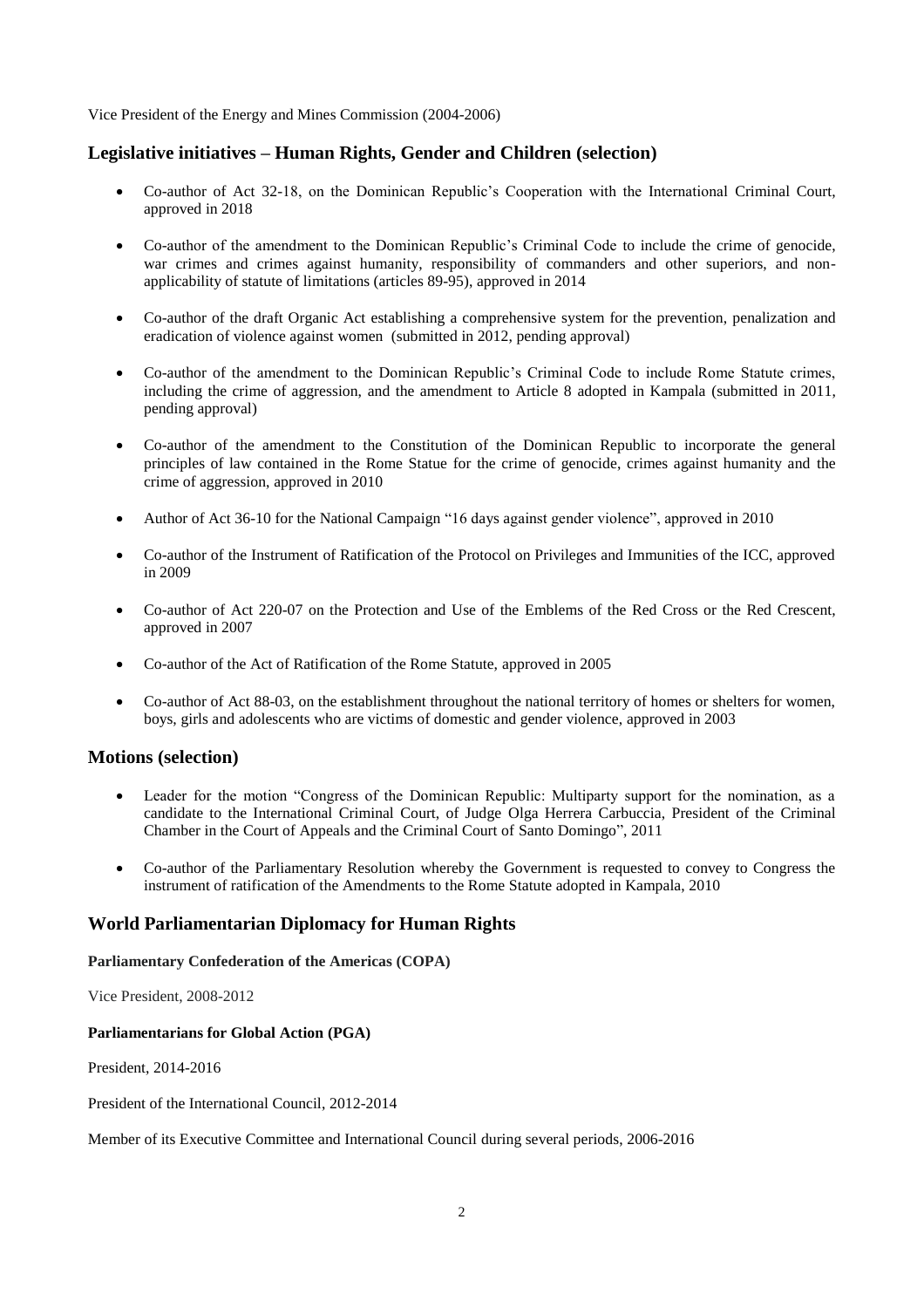Vice President of the Energy and Mines Commission (2004-2006)

## Legislative initiatives – Human Rights, Gender and Children (selection)

- Co-author of Act 32-18, on the Dominican Republic's Cooperation with the International Criminal Court, approved in 2018
- Co-author of the amendment to the Dominican Republic's Criminal Code to include the crime of genocide, war crimes and crimes against humanity, responsibility of commanders and other superiors, and non-applicability of statute of limitations (articles 89-95), approved in 2014
- Co-author of the draft Organic Act establishing a comprehensive system for the prevention, penalization and eradication of violence against women (submitted in 2012, pending approval)
- Co-author of the amendment to the Dominican Republic's Criminal Code to include Rome Statute crimes, including the crime of aggression, and the amendment to Article 8 adopted in Kampala (submitted in 2011, pending approval)
- Co-author of the amendment to the Constitution of the Dominican Republic to incorporate the general principles of law contained in the Rome Statue for the crime of genocide, crimes against humanity and the crime of aggression, approved in 2010
- Author of Act 36-10 for the National Campaign "16 days against gender violence", approved in 2010
- Co-author of the Instrument of Ratification of the Protocol on Privileges and Immunities of the ICC, approved in 2009
- Co-author of Act 220-07 on the Protection and Use of the Emblems of the Red Cross or the Red Crescent, approved in 2007
- Co-author of the Act of Ratification of the Rome Statute, approved in 2005
- Co-author of Act 88-03, on the establishment throughout the national territory of homes or shelters for women, boys, girls and adolescents who are victims of domestic and gender violence, approved in 2003

## Motions (selection)

- Leader for the motion "Congress of the Dominican Republic: Multiparty support for the nomination, as a candidate to the International Criminal Court, of Judge Olga Herrera Carbuccia, President of the Criminal Chamber in the Court of Appeals and the Criminal Court of Santo Domingo", 2011
- Co-author of the Parliamentary Resolution whereby the Government is requested to convey to Congress the instrument of ratification of the Amendments to the Rome Statute adopted in Kampala, 2010

## World Parliamentarian Diplomacy for Human Rights

**Parliamentary Confederation of the Americas (COPA)**

Vice President, 2008-2012

**Parliamentarians for Global Action (PGA)**

President, 2014-2016

President of the International Council, 2012-2014

Member of its Executive Committee and International Council during several periods, 2006-2016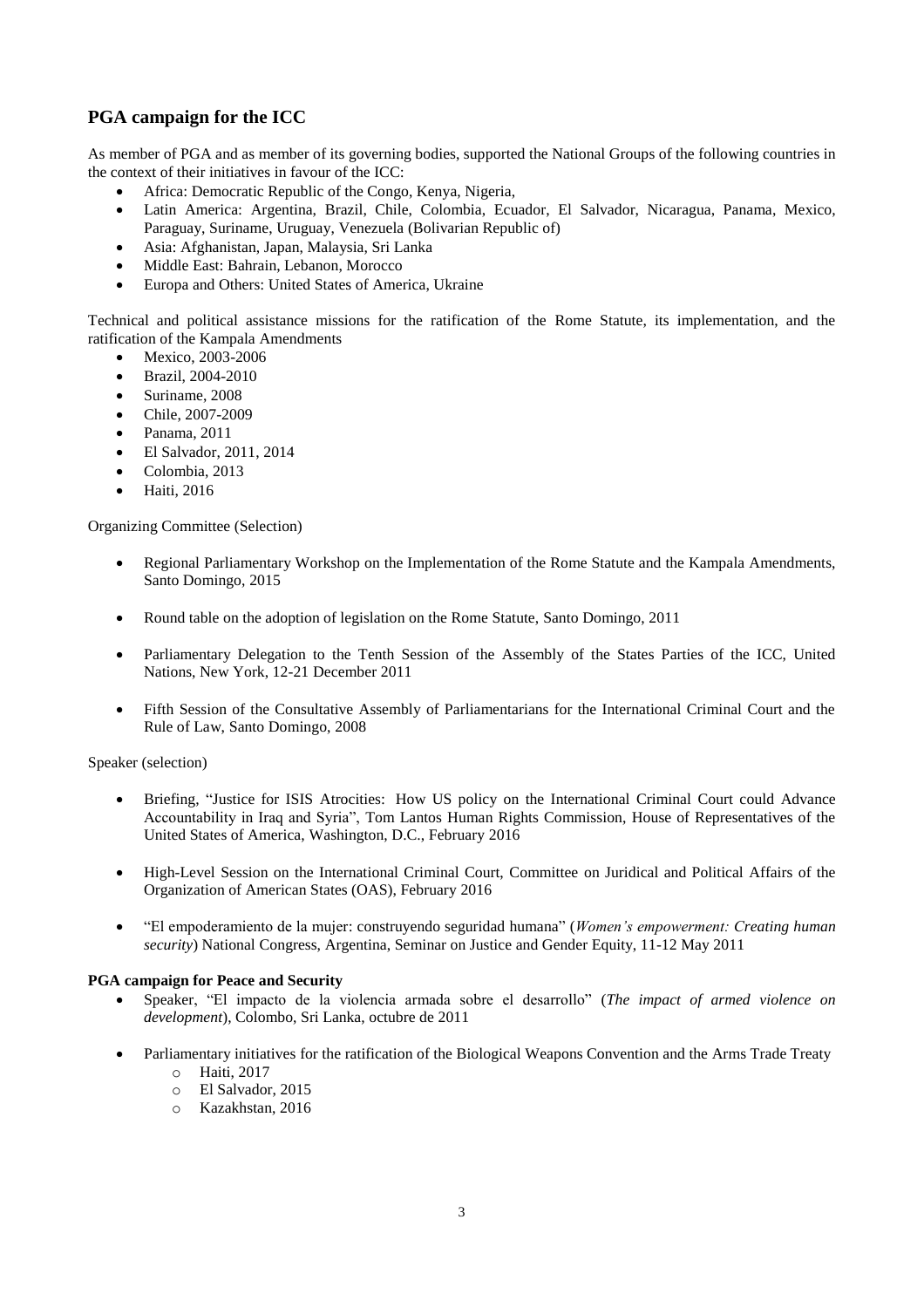## PGA campaign for the ICC

As member of PGA and as member of its governing bodies, supported the National Groups of the following countries in the context of their initiatives in favour of the ICC:

- Africa: Democratic Republic of the Congo, Kenya, Nigeria,
- Latin America: Argentina, Brazil, Chile, Colombia, Ecuador, El Salvador, Nicaragua, Panama, Mexico, Paraguay, Suriname, Uruguay, Venezuela (Bolivarian Republic of)
- Asia: Afghanistan, Japan, Malaysia, Sri Lanka
- Middle East: Bahrain, Lebanon, Morocco
- Europa and Others: United States of America, Ukraine

Technical and political assistance missions for the ratification of the Rome Statute, its implementation, and the ratification of the Kampala Amendments

- Mexico, 2003-2006
- Brazil, 2004-2010
- Suriname, 2008
- Chile, 2007-2009
- Panama, 2011
- El Salvador, 2011, 2014
- Colombia, 2013
- Haiti, 2016

Organizing Committee (Selection)

- Regional Parliamentary Workshop on the Implementation of the Rome Statute and the Kampala Amendments, Santo Domingo, 2015
- Round table on the adoption of legislation on the Rome Statute, Santo Domingo, 2011
- Parliamentary Delegation to the Tenth Session of the Assembly of the States Parties of the ICC, United Nations, New York, 12-21 December 2011
- Fifth Session of the Consultative Assembly of Parliamentarians for the International Criminal Court and the Rule of Law, Santo Domingo, 2008

Speaker (selection)

- Briefing, "Justice for ISIS Atrocities: How US policy on the International Criminal Court could Advance Accountability in Iraq and Syria", Tom Lantos Human Rights Commission, House of Representatives of the United States of America, Washington, D.C., February 2016
- High-Level Session on the International Criminal Court, Committee on Juridical and Political Affairs of the Organization of American States (OAS), February 2016
- "El empoderamiento de la mujer: construyendo seguridad humana" (*Women's empowerment: Creating human security*) National Congress, Argentina, Seminar on Justice and Gender Equity, 11-12 May 2011

**PGA campaign for Peace and Security**

- Speaker, "El impacto de la violencia armada sobre el desarrollo" (*The impact of armed violence on development*), Colombo, Sri Lanka, octubre de 2011
- Parliamentary initiatives for the ratification of the Biological Weapons Convention and the Arms Trade Treaty
    - Haiti, 2017
    - El Salvador, 2015
    - Kazakhstan, 2016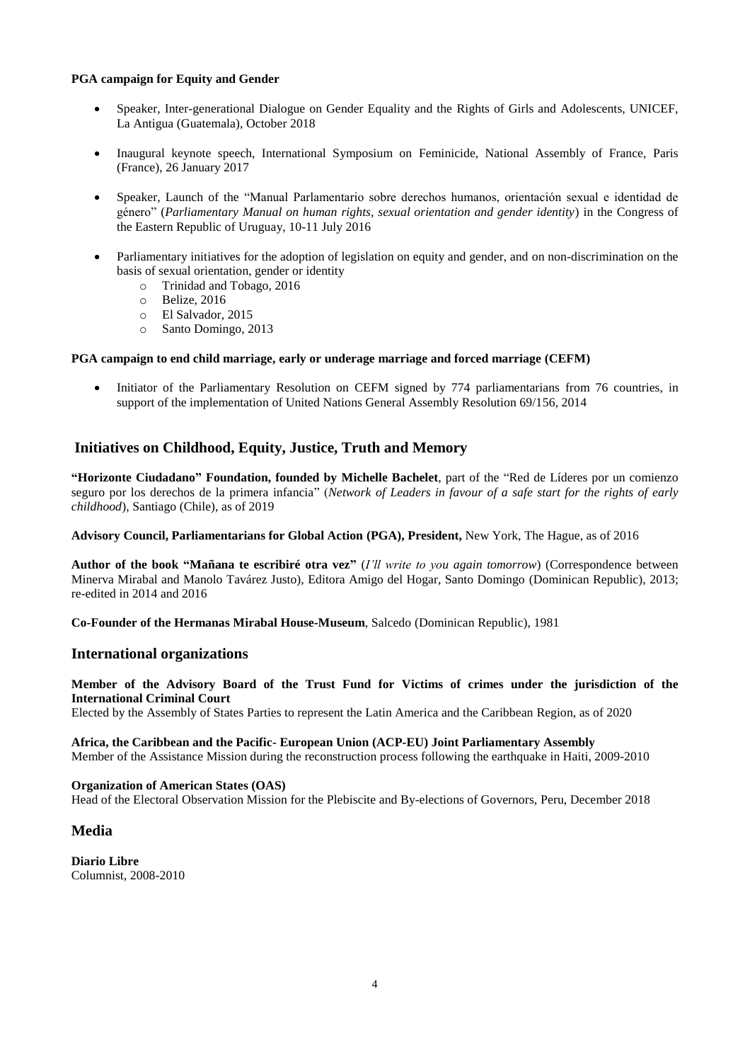**PGA campaign for Equity and Gender**

- Speaker, Inter-generational Dialogue on Gender Equality and the Rights of Girls and Adolescents, UNICEF, La Antigua (Guatemala), October 2018
- Inaugural keynote speech, International Symposium on Feminicide, National Assembly of France, Paris (France), 26 January 2017
- Speaker, Launch of the "Manual Parlamentario sobre derechos humanos, orientación sexual e identidad de género" (*Parliamentary Manual on human rights, sexual orientation and gender identity*) in the Congress of the Eastern Republic of Uruguay, 10-11 July 2016
- Parliamentary initiatives for the adoption of legislation on equity and gender, and on non-discrimination on the basis of sexual orientation, gender or identity
    - Trinidad and Tobago, 2016
    - Belize, 2016
    - El Salvador, 2015
    - Santo Domingo, 2013

**PGA campaign to end child marriage, early or underage marriage and forced marriage (CEFM)**

- Initiator of the Parliamentary Resolution on CEFM signed by 774 parliamentarians from 76 countries, in support of the implementation of United Nations General Assembly Resolution 69/156, 2014

## Initiatives on Childhood, Equity, Justice, Truth and Memory

**"Horizonte Ciudadano" Foundation, founded by Michelle Bachelet**, part of the "Red de Líderes por un comienzo seguro por los derechos de la primera infancia" (*Network of Leaders in favour of a safe start for the rights of early childhood*), Santiago (Chile), as of 2019

**Advisory Council, Parliamentarians for Global Action (PGA), President,** New York, The Hague, as of 2016

**Author of the book "Mañana te escribiré otra vez"** (*I'll write to you again tomorrow*) (Correspondence between Minerva Mirabal and Manolo Tavárez Justo), Editora Amigo del Hogar, Santo Domingo (Dominican Republic), 2013; re-edited in 2014 and 2016

**Co-Founder of the Hermanas Mirabal House-Museum**, Salcedo (Dominican Republic), 1981

## International organizations

**Member of the Advisory Board of the Trust Fund for Victims of crimes under the jurisdiction of the International Criminal Court**
Elected by the Assembly of States Parties to represent the Latin America and the Caribbean Region, as of 2020

**Africa, the Caribbean and the Pacific- European Union (ACP-EU) Joint Parliamentary Assembly**
Member of the Assistance Mission during the reconstruction process following the earthquake in Haiti, 2009-2010

**Organization of American States (OAS)**
Head of the Electoral Observation Mission for the Plebiscite and By-elections of Governors, Peru, December 2018

## Media

**Diario Libre**
Columnist, 2008-2010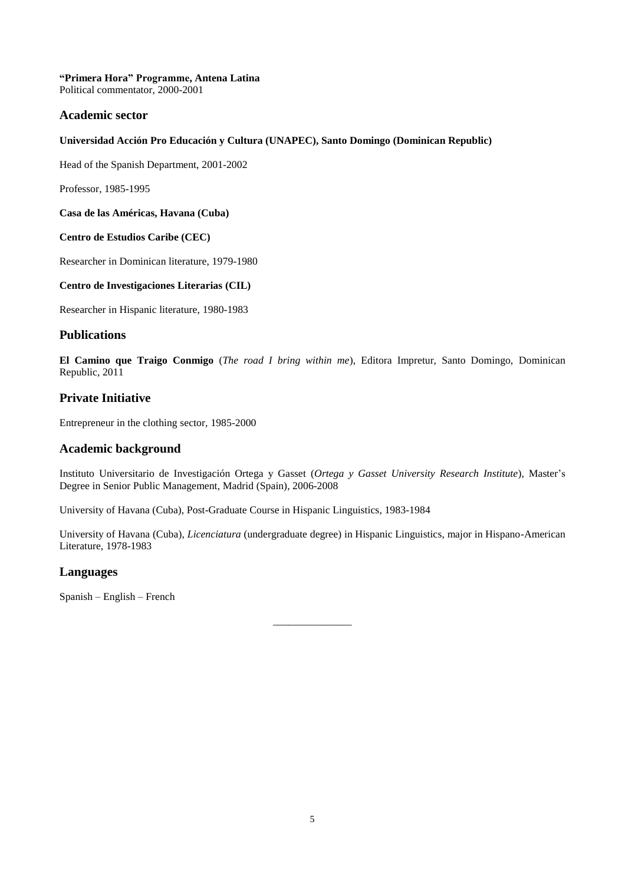**"Primera Hora" Programme, Antena Latina**
Political commentator, 2000-2001

## Academic sector

**Universidad Acción Pro Educación y Cultura (UNAPEC), Santo Domingo (Dominican Republic)**

Head of the Spanish Department, 2001-2002

Professor, 1985-1995

**Casa de las Américas, Havana (Cuba)**

**Centro de Estudios Caribe (CEC)**

Researcher in Dominican literature, 1979-1980

**Centro de Investigaciones Literarias (CIL)**

Researcher in Hispanic literature, 1980-1983

## Publications

**El Camino que Traigo Conmigo** (*The road I bring within me*), Editora Impretur, Santo Domingo, Dominican Republic, 2011

## Private Initiative

Entrepreneur in the clothing sector, 1985-2000

## Academic background

Instituto Universitario de Investigación Ortega y Gasset (*Ortega y Gasset University Research Institute*), Master's Degree in Senior Public Management, Madrid (Spain), 2006-2008

University of Havana (Cuba), Post-Graduate Course in Hispanic Linguistics, 1983-1984

University of Havana (Cuba), *Licenciatura* (undergraduate degree) in Hispanic Linguistics, major in Hispano-American Literature, 1978-1983

## Languages

Spanish – English – French

_______________